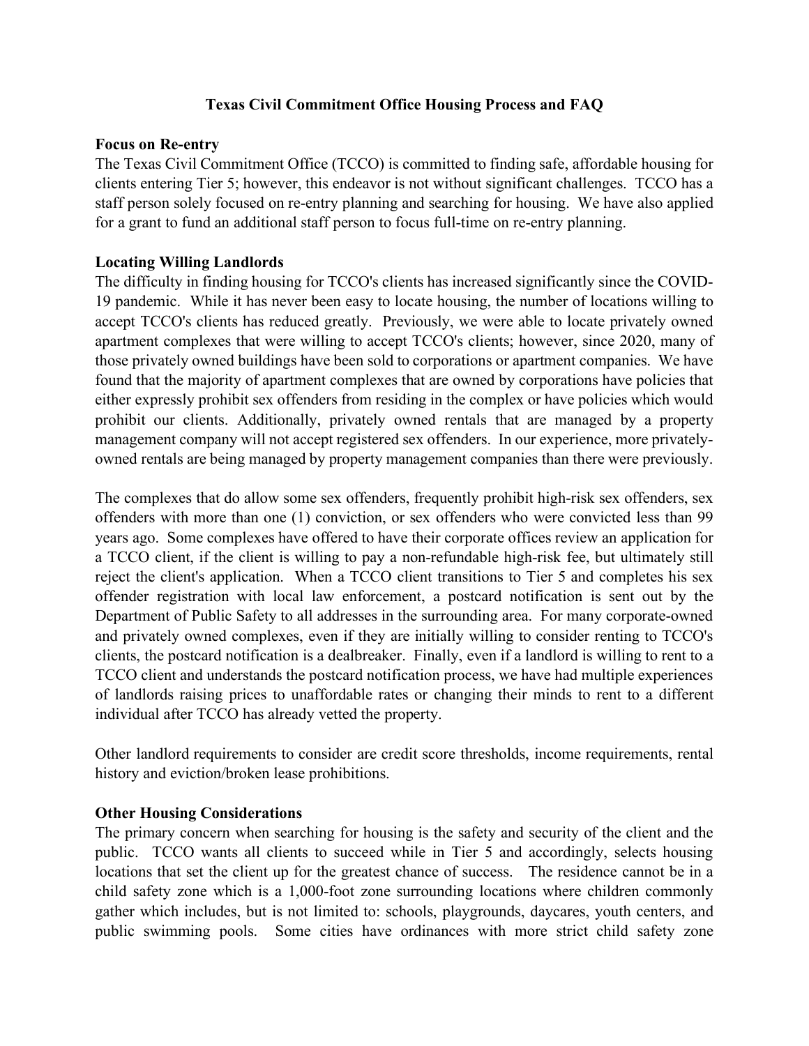# Texas Civil Commitment Office Housing Process and FAQ

## Focus on Re-entry

The Texas Civil Commitment Office (TCCO) is committed to finding safe, affordable housing for clients entering Tier 5; however, this endeavor is not without significant challenges. TCCO has a staff person solely focused on re-entry planning and searching for housing. We have also applied for a grant to fund an additional staff person to focus full-time on re-entry planning.

## Locating Willing Landlords

The difficulty in finding housing for TCCO's clients has increased significantly since the COVID-19 pandemic. While it has never been easy to locate housing, the number of locations willing to accept TCCO's clients has reduced greatly. Previously, we were able to locate privately owned apartment complexes that were willing to accept TCCO's clients; however, since 2020, many of those privately owned buildings have been sold to corporations or apartment companies. We have found that the majority of apartment complexes that are owned by corporations have policies that either expressly prohibit sex offenders from residing in the complex or have policies which would prohibit our clients. Additionally, privately owned rentals that are managed by a property management company will not accept registered sex offenders. In our experience, more privately-owned rentals are being managed by property management companies than there were previously.

The complexes that do allow some sex offenders, frequently prohibit high-risk sex offenders, sex offenders with more than one (1) conviction, or sex offenders who were convicted less than 99 years ago. Some complexes have offered to have their corporate offices review an application for a TCCO client, if the client is willing to pay a non-refundable high-risk fee, but ultimately still reject the client's application. When a TCCO client transitions to Tier 5 and completes his sex offender registration with local law enforcement, a postcard notification is sent out by the Department of Public Safety to all addresses in the surrounding area. For many corporate-owned and privately owned complexes, even if they are initially willing to consider renting to TCCO's clients, the postcard notification is a dealbreaker. Finally, even if a landlord is willing to rent to a TCCO client and understands the postcard notification process, we have had multiple experiences of landlords raising prices to unaffordable rates or changing their minds to rent to a different individual after TCCO has already vetted the property.

Other landlord requirements to consider are credit score thresholds, income requirements, rental history and eviction/broken lease prohibitions.

## Other Housing Considerations

The primary concern when searching for housing is the safety and security of the client and the public. TCCO wants all clients to succeed while in Tier 5 and accordingly, selects housing locations that set the client up for the greatest chance of success. The residence cannot be in a child safety zone which is a 1,000-foot zone surrounding locations where children commonly gather which includes, but is not limited to: schools, playgrounds, daycares, youth centers, and public swimming pools. Some cities have ordinances with more strict child safety zone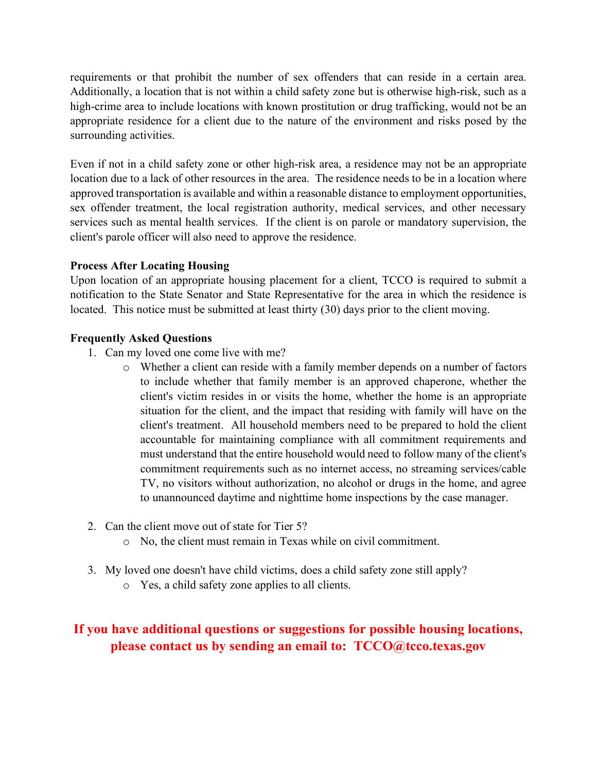requirements or that prohibit the number of sex offenders that can reside in a certain area. Additionally, a location that is not within a child safety zone but is otherwise high-risk, such as a high-crime area to include locations with known prostitution or drug trafficking, would not be an appropriate residence for a client due to the nature of the environment and risks posed by the surrounding activities.

Even if not in a child safety zone or other high-risk area, a residence may not be an appropriate location due to a lack of other resources in the area. The residence needs to be in a location where approved transportation is available and within a reasonable distance to employment opportunities, sex offender treatment, the local registration authority, medical services, and other necessary services such as mental health services. If the client is on parole or mandatory supervision, the client's parole officer will also need to approve the residence.

**Process After Locating Housing**

Upon location of an appropriate housing placement for a client, TCCO is required to submit a notification to the State Senator and State Representative for the area in which the residence is located. This notice must be submitted at least thirty (30) days prior to the client moving.

**Frequently Asked Questions**

1. Can my loved one come live with me?
   - Whether a client can reside with a family member depends on a number of factors to include whether that family member is an approved chaperone, whether the client's victim resides in or visits the home, whether the home is an appropriate situation for the client, and the impact that residing with family will have on the client's treatment. All household members need to be prepared to hold the client accountable for maintaining compliance with all commitment requirements and must understand that the entire household would need to follow many of the client's commitment requirements such as no internet access, no streaming services/cable TV, no visitors without authorization, no alcohol or drugs in the home, and agree to unannounced daytime and nighttime home inspections by the case manager.

2. Can the client move out of state for Tier 5?
   - No, the client must remain in Texas while on civil commitment.

3. My loved one doesn't have child victims, does a child safety zone still apply?
   - Yes, a child safety zone applies to all clients.

**If you have additional questions or suggestions for possible housing locations, please contact us by sending an email to: TCCO@tcco.texas.gov**